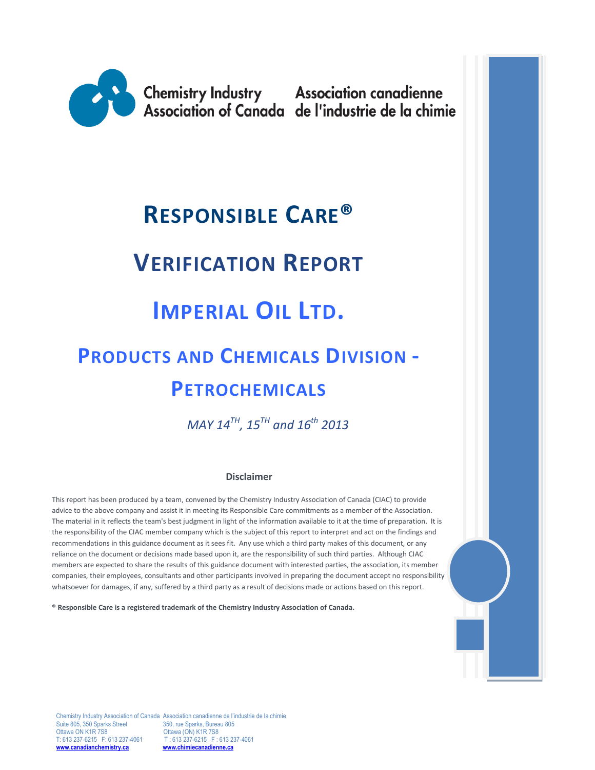Chemistry Industry Association of Canada | Association canadienne de l'industrie de la chimie

# RESPONSIBLE CARE®

# VERIFICATION REPORT

# IMPERIAL OIL LTD.

## PRODUCTS AND CHEMICALS DIVISION - PETROCHEMICALS

*MAY 14TH, 15TH and 16th 2013*

**Disclaimer**

This report has been produced by a team, convened by the Chemistry Industry Association of Canada (CIAC) to provide advice to the above company and assist it in meeting its Responsible Care commitments as a member of the Association. The material in it reflects the team's best judgment in light of the information available to it at the time of preparation. It is the responsibility of the CIAC member company which is the subject of this report to interpret and act on the findings and recommendations in this guidance document as it sees fit. Any use which a third party makes of this document, or any reliance on the document or decisions made based upon it, are the responsibility of such third parties. Although CIAC members are expected to share the results of this guidance document with interested parties, the association, its member companies, their employees, consultants and other participants involved in preparing the document accept no responsibility whatsoever for damages, if any, suffered by a third party as a result of decisions made or actions based on this report.

**® Responsible Care is a registered trademark of the Chemistry Industry Association of Canada.**

Chemistry Industry Association of Canada
Suite 805, 350 Sparks Street
Ottawa ON K1R 7S8
T: 613 237-6215 F: 613 237-4061
**www.canadianchemistry.ca**

Association canadienne de l'industrie de la chimie
350, rue Sparks, Bureau 805
Ottawa (ON) K1R 7S8
T : 613 237-6215 F : 613 237-4061
**www.chimiecanadienne.ca**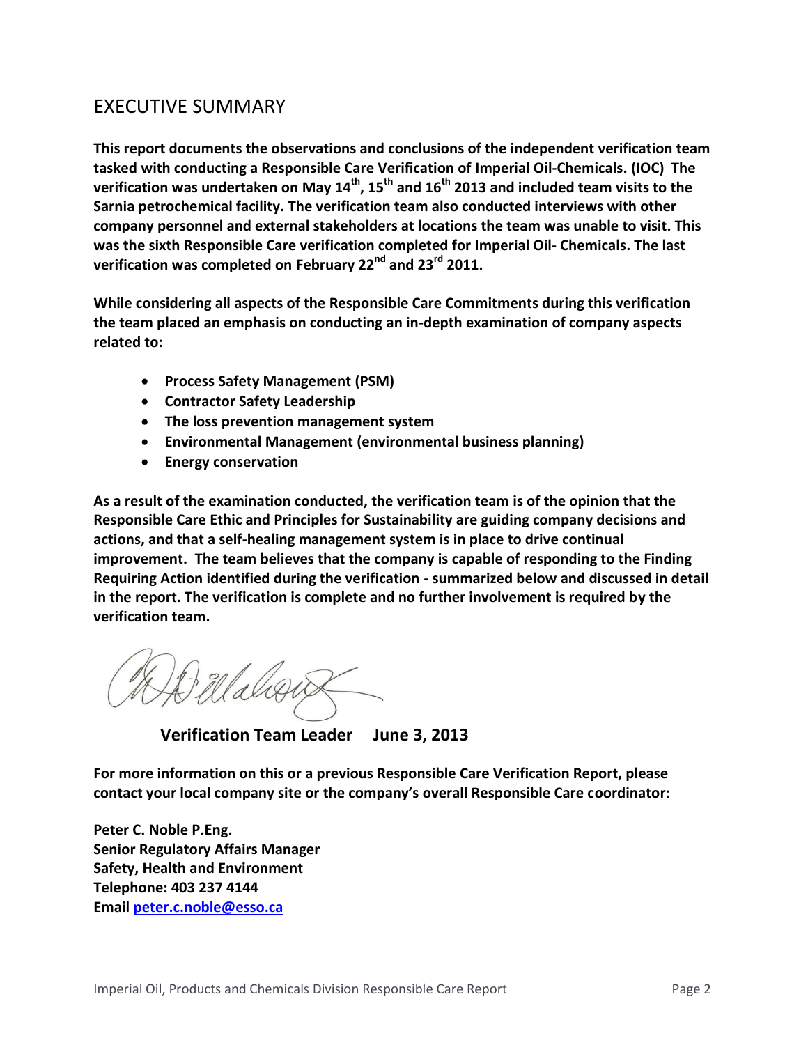# EXECUTIVE SUMMARY

**This report documents the observations and conclusions of the independent verification team tasked with conducting a Responsible Care Verification of Imperial Oil-Chemicals. (IOC) The verification was undertaken on May 14th, 15th and 16th 2013 and included team visits to the Sarnia petrochemical facility. The verification team also conducted interviews with other company personnel and external stakeholders at locations the team was unable to visit. This was the sixth Responsible Care verification completed for Imperial Oil- Chemicals. The last verification was completed on February 22nd and 23rd 2011.**

**While considering all aspects of the Responsible Care Commitments during this verification the team placed an emphasis on conducting an in-depth examination of company aspects related to:**

- **Process Safety Management (PSM)**
- **Contractor Safety Leadership**
- **The loss prevention management system**
- **Environmental Management (environmental business planning)**
- **Energy conservation**

**As a result of the examination conducted, the verification team is of the opinion that the Responsible Care Ethic and Principles for Sustainability are guiding company decisions and actions, and that a self-healing management system is in place to drive continual improvement. The team believes that the company is capable of responding to the Finding Requiring Action identified during the verification - summarized below and discussed in detail in the report. The verification is complete and no further involvement is required by the verification team.**

**Verification Team Leader June 3, 2013**

**For more information on this or a previous Responsible Care Verification Report, please contact your local company site or the company's overall Responsible Care coordinator:**

**Peter C. Noble P.Eng.**
**Senior Regulatory Affairs Manager**
**Safety, Health and Environment**
**Telephone: 403 237 4144**
**Email [peter.c.noble@esso.ca](mailto:peter.c.noble@esso.ca)**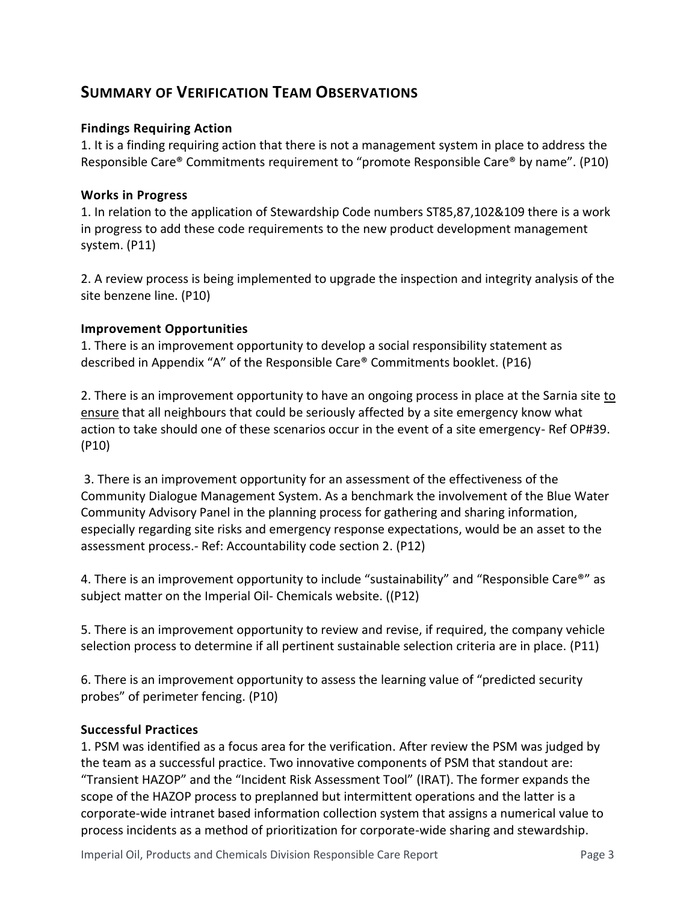## SUMMARY OF VERIFICATION TEAM OBSERVATIONS

**Findings Requiring Action**

1. It is a finding requiring action that there is not a management system in place to address the Responsible Care® Commitments requirement to "promote Responsible Care® by name". (P10)

**Works in Progress**

1. In relation to the application of Stewardship Code numbers ST85,87,102&109 there is a work in progress to add these code requirements to the new product development management system. (P11)

2. A review process is being implemented to upgrade the inspection and integrity analysis of the site benzene line. (P10)

**Improvement Opportunities**

1. There is an improvement opportunity to develop a social responsibility statement as described in Appendix "A" of the Responsible Care® Commitments booklet. (P16)

2. There is an improvement opportunity to have an ongoing process in place at the Sarnia site to ensure that all neighbours that could be seriously affected by a site emergency know what action to take should one of these scenarios occur in the event of a site emergency- Ref OP#39. (P10)

3. There is an improvement opportunity for an assessment of the effectiveness of the Community Dialogue Management System. As a benchmark the involvement of the Blue Water Community Advisory Panel in the planning process for gathering and sharing information, especially regarding site risks and emergency response expectations, would be an asset to the assessment process.- Ref: Accountability code section 2. (P12)

4. There is an improvement opportunity to include "sustainability" and "Responsible Care®" as subject matter on the Imperial Oil- Chemicals website. ((P12)

5. There is an improvement opportunity to review and revise, if required, the company vehicle selection process to determine if all pertinent sustainable selection criteria are in place. (P11)

6. There is an improvement opportunity to assess the learning value of "predicted security probes" of perimeter fencing. (P10)

**Successful Practices**

1. PSM was identified as a focus area for the verification. After review the PSM was judged by the team as a successful practice. Two innovative components of PSM that standout are: "Transient HAZOP" and the "Incident Risk Assessment Tool" (IRAT). The former expands the scope of the HAZOP process to preplanned but intermittent operations and the latter is a corporate-wide intranet based information collection system that assigns a numerical value to process incidents as a method of prioritization for corporate-wide sharing and stewardship.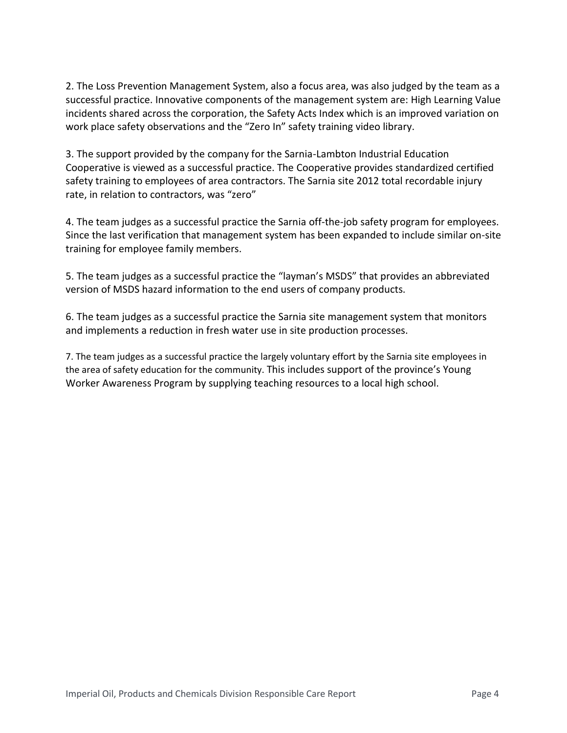2. The Loss Prevention Management System, also a focus area, was also judged by the team as a successful practice. Innovative components of the management system are: High Learning Value incidents shared across the corporation, the Safety Acts Index which is an improved variation on work place safety observations and the “Zero In” safety training video library.

3. The support provided by the company for the Sarnia-Lambton Industrial Education Cooperative is viewed as a successful practice. The Cooperative provides standardized certified safety training to employees of area contractors. The Sarnia site 2012 total recordable injury rate, in relation to contractors, was “zero”

4. The team judges as a successful practice the Sarnia off-the-job safety program for employees. Since the last verification that management system has been expanded to include similar on-site training for employee family members.

5. The team judges as a successful practice the “layman’s MSDS” that provides an abbreviated version of MSDS hazard information to the end users of company products.

6. The team judges as a successful practice the Sarnia site management system that monitors and implements a reduction in fresh water use in site production processes.

7. The team judges as a successful practice the largely voluntary effort by the Sarnia site employees in the area of safety education for the community. This includes support of the province’s Young Worker Awareness Program by supplying teaching resources to a local high school.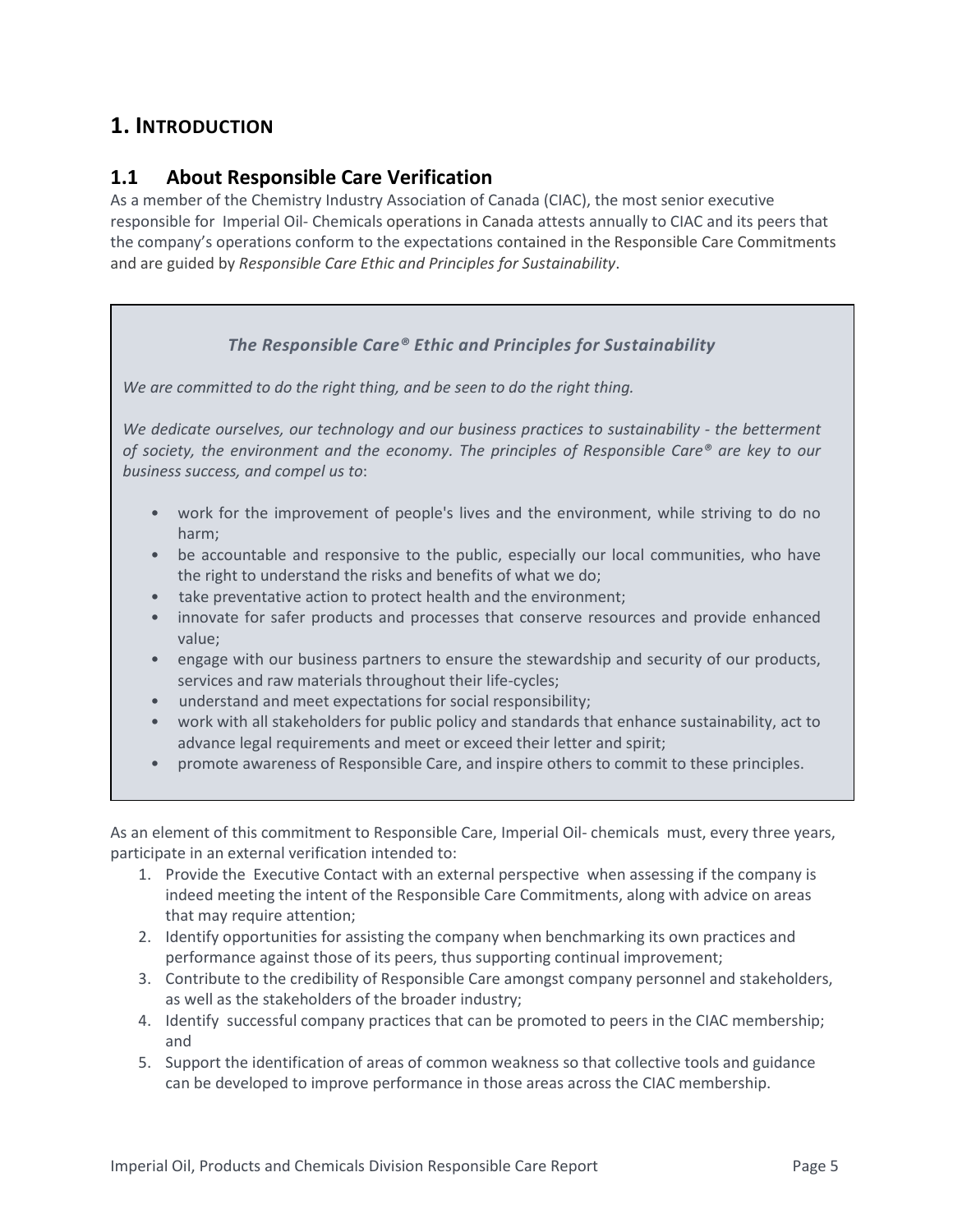# 1. INTRODUCTION

## 1.1 About Responsible Care Verification

As a member of the Chemistry Industry Association of Canada (CIAC), the most senior executive responsible for Imperial Oil- Chemicals operations in Canada attests annually to CIAC and its peers that the company's operations conform to the expectations contained in the Responsible Care Commitments and are guided by *Responsible Care Ethic and Principles for Sustainability*.

> ***The Responsible Care® Ethic and Principles for Sustainability***
>
> *We are committed to do the right thing, and be seen to do the right thing.*
>
> *We dedicate ourselves, our technology and our business practices to sustainability - the betterment of society, the environment and the economy. The principles of Responsible Care® are key to our business success, and compel us to*:
>
> - work for the improvement of people's lives and the environment, while striving to do no harm;
> - be accountable and responsive to the public, especially our local communities, who have the right to understand the risks and benefits of what we do;
> - take preventative action to protect health and the environment;
> - innovate for safer products and processes that conserve resources and provide enhanced value;
> - engage with our business partners to ensure the stewardship and security of our products, services and raw materials throughout their life-cycles;
> - understand and meet expectations for social responsibility;
> - work with all stakeholders for public policy and standards that enhance sustainability, act to advance legal requirements and meet or exceed their letter and spirit;
> - promote awareness of Responsible Care, and inspire others to commit to these principles.

As an element of this commitment to Responsible Care, Imperial Oil- chemicals must, every three years, participate in an external verification intended to:

1. Provide the Executive Contact with an external perspective when assessing if the company is indeed meeting the intent of the Responsible Care Commitments, along with advice on areas that may require attention;
2. Identify opportunities for assisting the company when benchmarking its own practices and performance against those of its peers, thus supporting continual improvement;
3. Contribute to the credibility of Responsible Care amongst company personnel and stakeholders, as well as the stakeholders of the broader industry;
4. Identify successful company practices that can be promoted to peers in the CIAC membership; and
5. Support the identification of areas of common weakness so that collective tools and guidance can be developed to improve performance in those areas across the CIAC membership.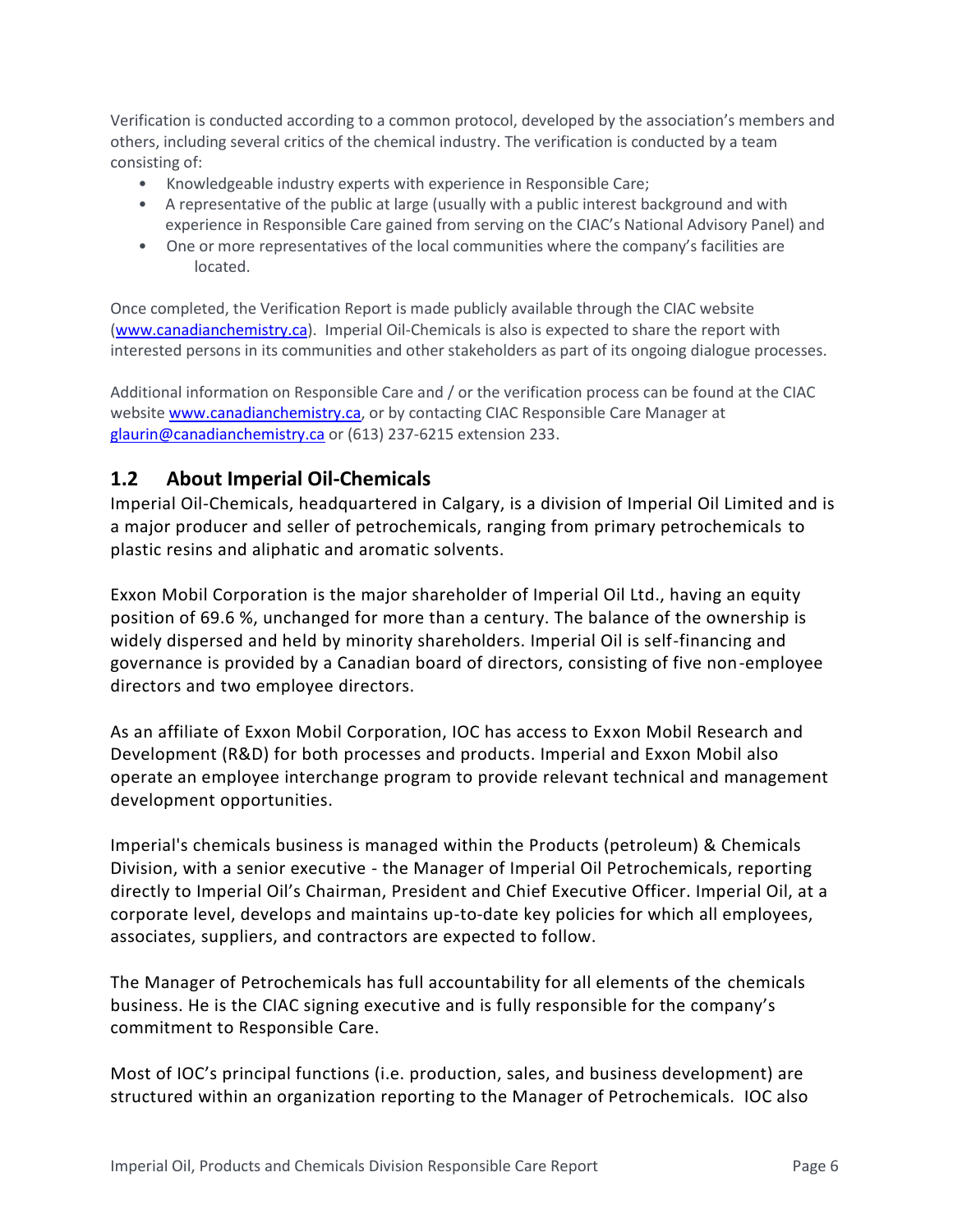Verification is conducted according to a common protocol, developed by the association's members and others, including several critics of the chemical industry. The verification is conducted by a team consisting of:

- Knowledgeable industry experts with experience in Responsible Care;
- A representative of the public at large (usually with a public interest background and with experience in Responsible Care gained from serving on the CIAC's National Advisory Panel) and
- One or more representatives of the local communities where the company's facilities are located.

Once completed, the Verification Report is made publicly available through the CIAC website ([www.canadianchemistry.ca](www.canadianchemistry.ca)). Imperial Oil-Chemicals is also is expected to share the report with interested persons in its communities and other stakeholders as part of its ongoing dialogue processes.

Additional information on Responsible Care and / or the verification process can be found at the CIAC website [www.canadianchemistry.ca](www.canadianchemistry.ca), or by contacting CIAC Responsible Care Manager at [glaurin@canadianchemistry.ca](mailto:glaurin@canadianchemistry.ca) or (613) 237-6215 extension 233.

## 1.2 About Imperial Oil-Chemicals

Imperial Oil-Chemicals, headquartered in Calgary, is a division of Imperial Oil Limited and is a major producer and seller of petrochemicals, ranging from primary petrochemicals to plastic resins and aliphatic and aromatic solvents.

Exxon Mobil Corporation is the major shareholder of Imperial Oil Ltd., having an equity position of 69.6 %, unchanged for more than a century. The balance of the ownership is widely dispersed and held by minority shareholders. Imperial Oil is self-financing and governance is provided by a Canadian board of directors, consisting of five non-employee directors and two employee directors.

As an affiliate of Exxon Mobil Corporation, IOC has access to Exxon Mobil Research and Development (R&D) for both processes and products. Imperial and Exxon Mobil also operate an employee interchange program to provide relevant technical and management development opportunities.

Imperial's chemicals business is managed within the Products (petroleum) & Chemicals Division, with a senior executive - the Manager of Imperial Oil Petrochemicals, reporting directly to Imperial Oil's Chairman, President and Chief Executive Officer. Imperial Oil, at a corporate level, develops and maintains up-to-date key policies for which all employees, associates, suppliers, and contractors are expected to follow.

The Manager of Petrochemicals has full accountability for all elements of the chemicals business. He is the CIAC signing executive and is fully responsible for the company's commitment to Responsible Care.

Most of IOC's principal functions (i.e. production, sales, and business development) are structured within an organization reporting to the Manager of Petrochemicals. IOC also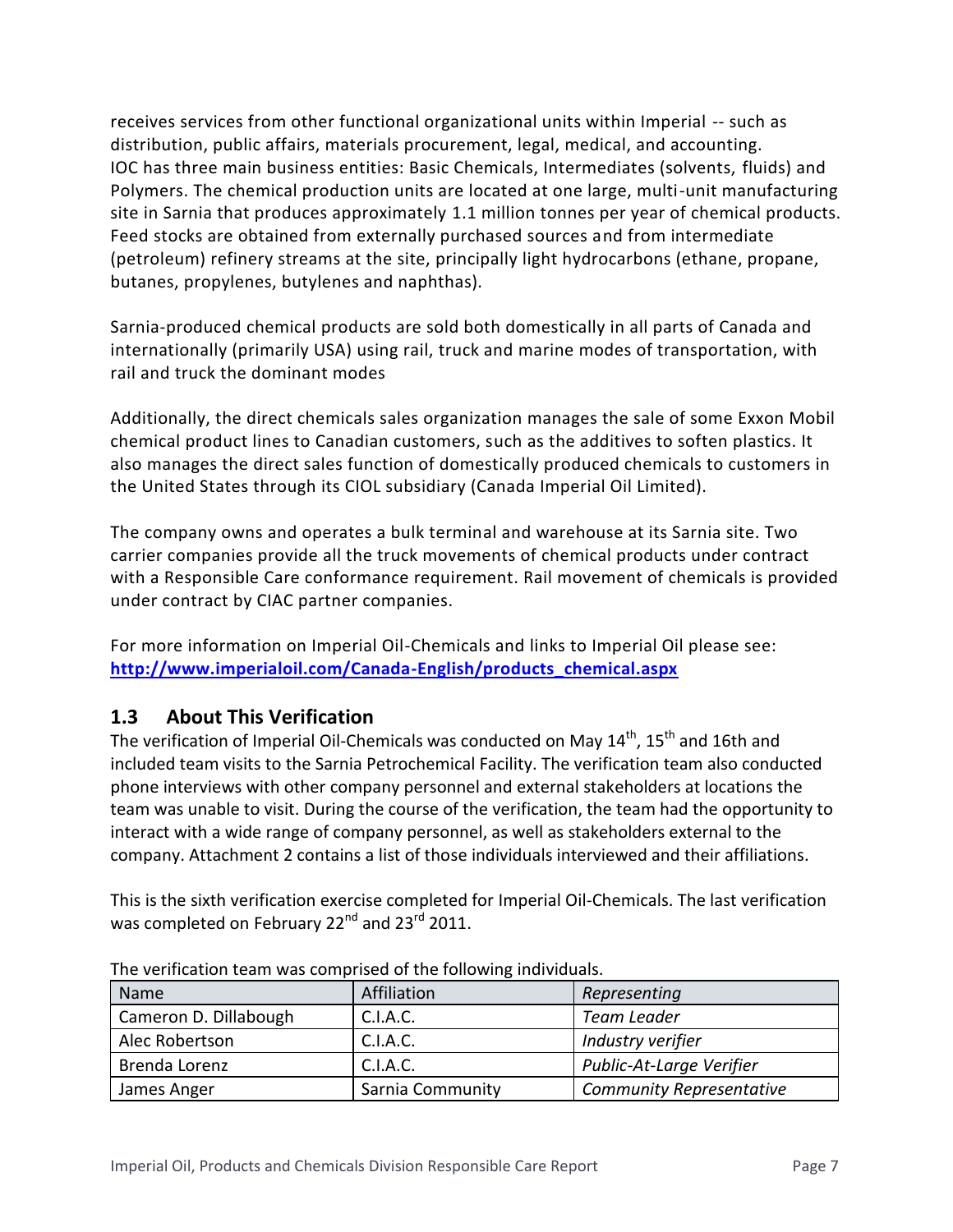receives services from other functional organizational units within Imperial -- such as distribution, public affairs, materials procurement, legal, medical, and accounting. IOC has three main business entities: Basic Chemicals, Intermediates (solvents, fluids) and Polymers. The chemical production units are located at one large, multi-unit manufacturing site in Sarnia that produces approximately 1.1 million tonnes per year of chemical products. Feed stocks are obtained from externally purchased sources and from intermediate (petroleum) refinery streams at the site, principally light hydrocarbons (ethane, propane, butanes, propylenes, butylenes and naphthas).

Sarnia-produced chemical products are sold both domestically in all parts of Canada and internationally (primarily USA) using rail, truck and marine modes of transportation, with rail and truck the dominant modes

Additionally, the direct chemicals sales organization manages the sale of some Exxon Mobil chemical product lines to Canadian customers, such as the additives to soften plastics. It also manages the direct sales function of domestically produced chemicals to customers in the United States through its CIOL subsidiary (Canada Imperial Oil Limited).

The company owns and operates a bulk terminal and warehouse at its Sarnia site. Two carrier companies provide all the truck movements of chemical products under contract with a Responsible Care conformance requirement. Rail movement of chemicals is provided under contract by CIAC partner companies.

For more information on Imperial Oil-Chemicals and links to Imperial Oil please see: **http://www.imperialoil.com/Canada-English/products_chemical.aspx**

## 1.3 About This Verification

The verification of Imperial Oil-Chemicals was conducted on May 14th, 15th and 16th and included team visits to the Sarnia Petrochemical Facility. The verification team also conducted phone interviews with other company personnel and external stakeholders at locations the team was unable to visit. During the course of the verification, the team had the opportunity to interact with a wide range of company personnel, as well as stakeholders external to the company. Attachment 2 contains a list of those individuals interviewed and their affiliations.

This is the sixth verification exercise completed for Imperial Oil-Chemicals. The last verification was completed on February 22nd and 23rd 2011.

The verification team was comprised of the following individuals.

| Name | Affiliation | *Representing* |
|---|---|---|
| Cameron D. Dillabough | C.I.A.C. | *Team Leader* |
| Alec Robertson | C.I.A.C. | *Industry verifier* |
| Brenda Lorenz | C.I.A.C. | *Public-At-Large Verifier* |
| James Anger | Sarnia Community | *Community Representative* |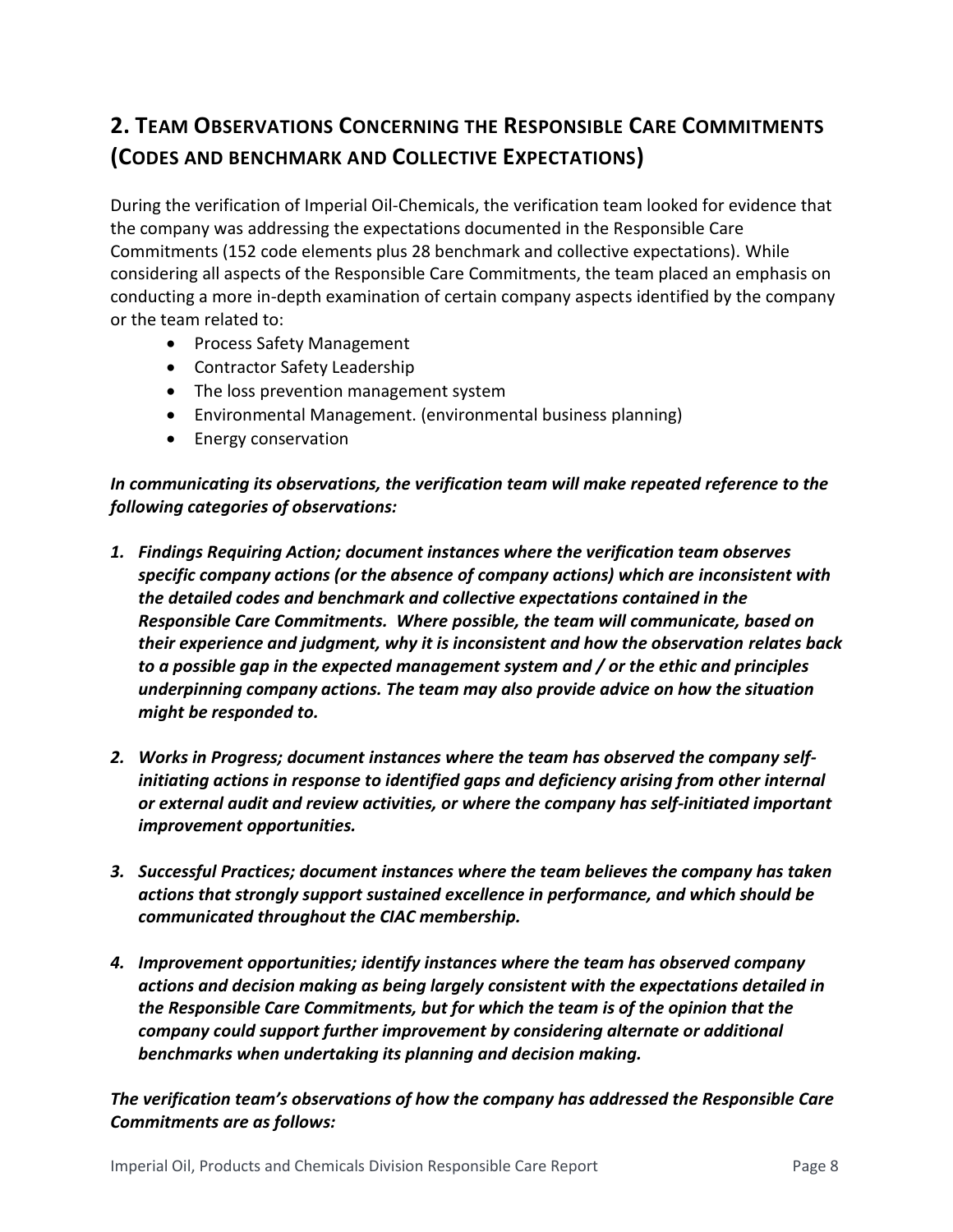## 2. Team Observations Concerning the Responsible Care Commitments (Codes and benchmark and Collective Expectations)

During the verification of Imperial Oil-Chemicals, the verification team looked for evidence that the company was addressing the expectations documented in the Responsible Care Commitments (152 code elements plus 28 benchmark and collective expectations). While considering all aspects of the Responsible Care Commitments, the team placed an emphasis on conducting a more in-depth examination of certain company aspects identified by the company or the team related to:

- Process Safety Management
- Contractor Safety Leadership
- The loss prevention management system
- Environmental Management. (environmental business planning)
- Energy conservation

***In communicating its observations, the verification team will make repeated reference to the following categories of observations:***

1. ***Findings Requiring Action; document instances where the verification team observes specific company actions (or the absence of company actions) which are inconsistent with the detailed codes and benchmark and collective expectations contained in the Responsible Care Commitments. Where possible, the team will communicate, based on their experience and judgment, why it is inconsistent and how the observation relates back to a possible gap in the expected management system and / or the ethic and principles underpinning company actions. The team may also provide advice on how the situation might be responded to.***

2. ***Works in Progress; document instances where the team has observed the company self-initiating actions in response to identified gaps and deficiency arising from other internal or external audit and review activities, or where the company has self-initiated important improvement opportunities.***

3. ***Successful Practices; document instances where the team believes the company has taken actions that strongly support sustained excellence in performance, and which should be communicated throughout the CIAC membership.***

4. ***Improvement opportunities; identify instances where the team has observed company actions and decision making as being largely consistent with the expectations detailed in the Responsible Care Commitments, but for which the team is of the opinion that the company could support further improvement by considering alternate or additional benchmarks when undertaking its planning and decision making.***

***The verification team's observations of how the company has addressed the Responsible Care Commitments are as follows:***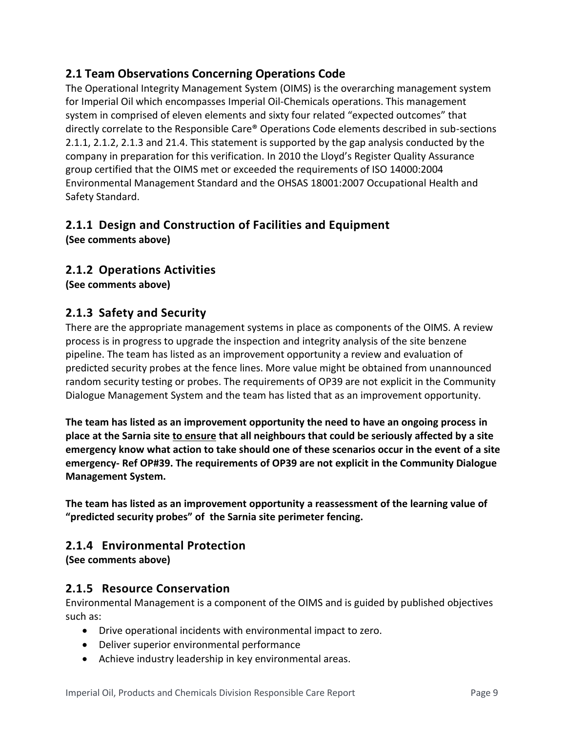## 2.1 Team Observations Concerning Operations Code

The Operational Integrity Management System (OIMS) is the overarching management system for Imperial Oil which encompasses Imperial Oil-Chemicals operations. This management system in comprised of eleven elements and sixty four related "expected outcomes" that directly correlate to the Responsible Care® Operations Code elements described in sub-sections 2.1.1, 2.1.2, 2.1.3 and 21.4. This statement is supported by the gap analysis conducted by the company in preparation for this verification. In 2010 the Lloyd's Register Quality Assurance group certified that the OIMS met or exceeded the requirements of ISO 14000:2004 Environmental Management Standard and the OHSAS 18001:2007 Occupational Health and Safety Standard.

### 2.1.1 Design and Construction of Facilities and Equipment

**(See comments above)**

### 2.1.2 Operations Activities

**(See comments above)**

### 2.1.3 Safety and Security

There are the appropriate management systems in place as components of the OIMS. A review process is in progress to upgrade the inspection and integrity analysis of the site benzene pipeline. The team has listed as an improvement opportunity a review and evaluation of predicted security probes at the fence lines. More value might be obtained from unannounced random security testing or probes. The requirements of OP39 are not explicit in the Community Dialogue Management System and the team has listed that as an improvement opportunity.

**The team has listed as an improvement opportunity the need to have an ongoing process in place at the Sarnia site <u>to ensure</u> that all neighbours that could be seriously affected by a site emergency know what action to take should one of these scenarios occur in the event of a site emergency- Ref OP#39. The requirements of OP39 are not explicit in the Community Dialogue Management System.**

**The team has listed as an improvement opportunity a reassessment of the learning value of "predicted security probes" of the Sarnia site perimeter fencing.**

### 2.1.4 Environmental Protection

**(See comments above)**

### 2.1.5 Resource Conservation

Environmental Management is a component of the OIMS and is guided by published objectives such as:

- Drive operational incidents with environmental impact to zero.
- Deliver superior environmental performance
- Achieve industry leadership in key environmental areas.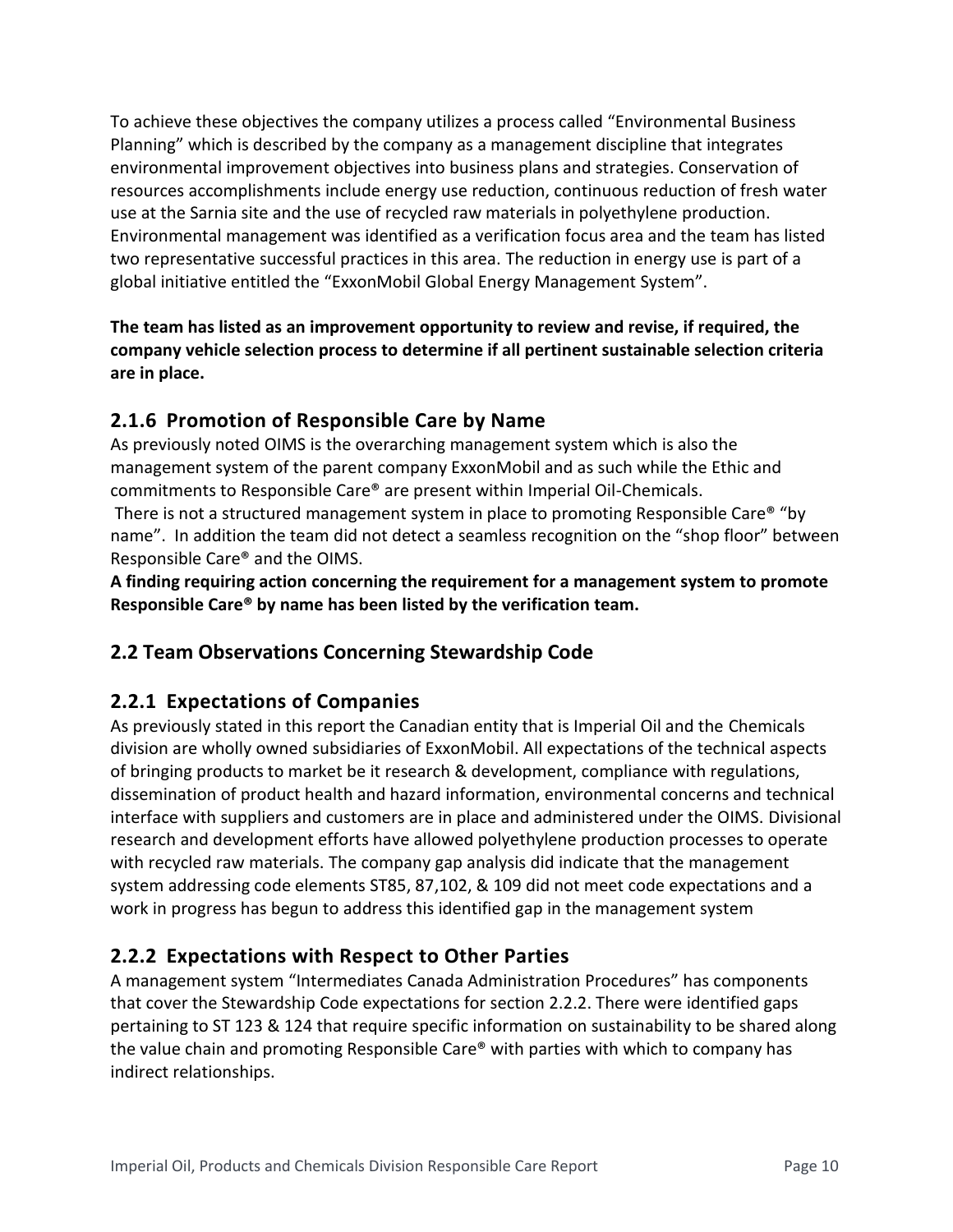To achieve these objectives the company utilizes a process called "Environmental Business Planning" which is described by the company as a management discipline that integrates environmental improvement objectives into business plans and strategies. Conservation of resources accomplishments include energy use reduction, continuous reduction of fresh water use at the Sarnia site and the use of recycled raw materials in polyethylene production. Environmental management was identified as a verification focus area and the team has listed two representative successful practices in this area. The reduction in energy use is part of a global initiative entitled the "ExxonMobil Global Energy Management System".

**The team has listed as an improvement opportunity to review and revise, if required, the company vehicle selection process to determine if all pertinent sustainable selection criteria are in place.**

### 2.1.6 Promotion of Responsible Care by Name

As previously noted OIMS is the overarching management system which is also the management system of the parent company ExxonMobil and as such while the Ethic and commitments to Responsible Care® are present within Imperial Oil-Chemicals.

There is not a structured management system in place to promoting Responsible Care® "by name". In addition the team did not detect a seamless recognition on the "shop floor" between Responsible Care® and the OIMS.

**A finding requiring action concerning the requirement for a management system to promote Responsible Care® by name has been listed by the verification team.**

## 2.2 Team Observations Concerning Stewardship Code

### 2.2.1 Expectations of Companies

As previously stated in this report the Canadian entity that is Imperial Oil and the Chemicals division are wholly owned subsidiaries of ExxonMobil. All expectations of the technical aspects of bringing products to market be it research & development, compliance with regulations, dissemination of product health and hazard information, environmental concerns and technical interface with suppliers and customers are in place and administered under the OIMS. Divisional research and development efforts have allowed polyethylene production processes to operate with recycled raw materials. The company gap analysis did indicate that the management system addressing code elements ST85, 87,102, & 109 did not meet code expectations and a work in progress has begun to address this identified gap in the management system

### 2.2.2 Expectations with Respect to Other Parties

A management system "Intermediates Canada Administration Procedures" has components that cover the Stewardship Code expectations for section 2.2.2. There were identified gaps pertaining to ST 123 & 124 that require specific information on sustainability to be shared along the value chain and promoting Responsible Care® with parties with which to company has indirect relationships.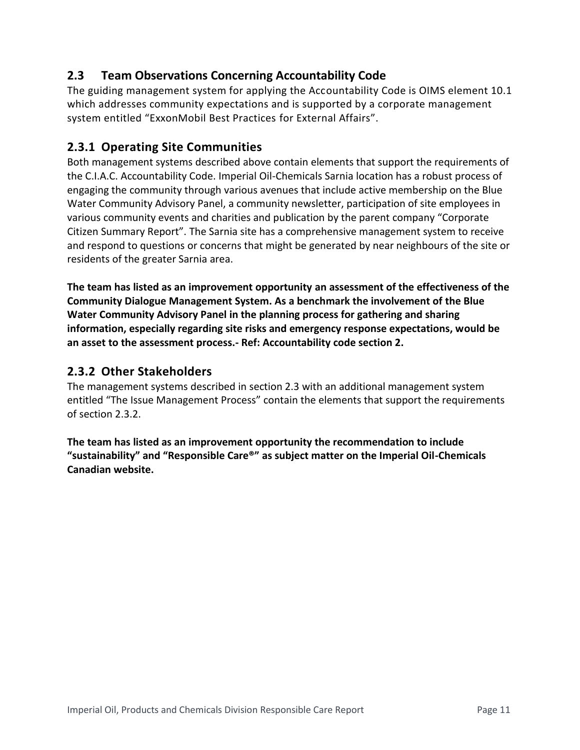## 2.3 Team Observations Concerning Accountability Code

The guiding management system for applying the Accountability Code is OIMS element 10.1 which addresses community expectations and is supported by a corporate management system entitled "ExxonMobil Best Practices for External Affairs".

### 2.3.1 Operating Site Communities

Both management systems described above contain elements that support the requirements of the C.I.A.C. Accountability Code. Imperial Oil-Chemicals Sarnia location has a robust process of engaging the community through various avenues that include active membership on the Blue Water Community Advisory Panel, a community newsletter, participation of site employees in various community events and charities and publication by the parent company "Corporate Citizen Summary Report". The Sarnia site has a comprehensive management system to receive and respond to questions or concerns that might be generated by near neighbours of the site or residents of the greater Sarnia area.

**The team has listed as an improvement opportunity an assessment of the effectiveness of the Community Dialogue Management System. As a benchmark the involvement of the Blue Water Community Advisory Panel in the planning process for gathering and sharing information, especially regarding site risks and emergency response expectations, would be an asset to the assessment process.- Ref: Accountability code section 2.**

### 2.3.2 Other Stakeholders

The management systems described in section 2.3 with an additional management system entitled "The Issue Management Process" contain the elements that support the requirements of section 2.3.2.

**The team has listed as an improvement opportunity the recommendation to include "sustainability" and "Responsible Care®" as subject matter on the Imperial Oil-Chemicals Canadian website.**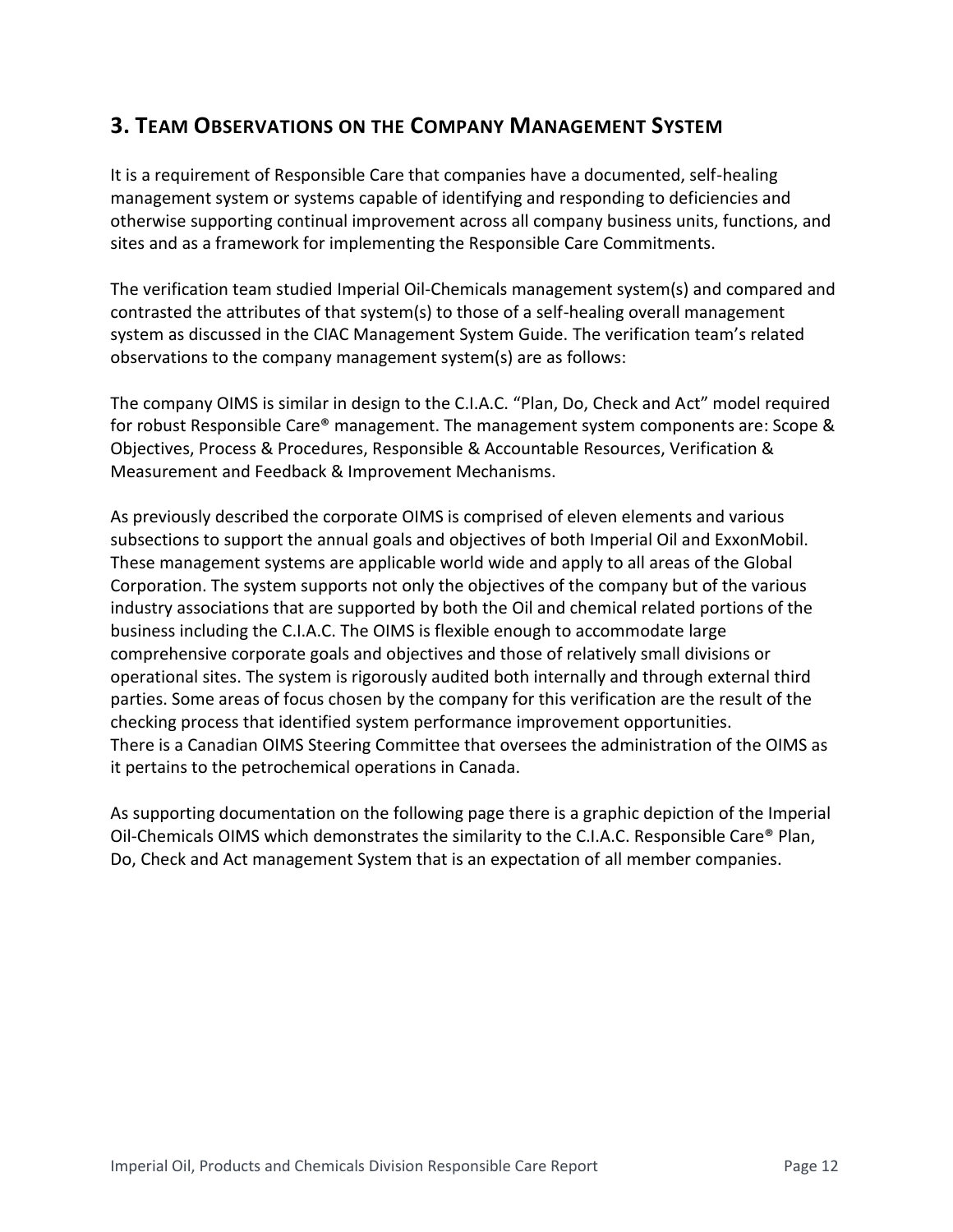## 3. Team Observations on the Company Management System

It is a requirement of Responsible Care that companies have a documented, self-healing management system or systems capable of identifying and responding to deficiencies and otherwise supporting continual improvement across all company business units, functions, and sites and as a framework for implementing the Responsible Care Commitments.

The verification team studied Imperial Oil-Chemicals management system(s) and compared and contrasted the attributes of that system(s) to those of a self-healing overall management system as discussed in the CIAC Management System Guide. The verification team's related observations to the company management system(s) are as follows:

The company OIMS is similar in design to the C.I.A.C. "Plan, Do, Check and Act" model required for robust Responsible Care® management. The management system components are: Scope & Objectives, Process & Procedures, Responsible & Accountable Resources, Verification & Measurement and Feedback & Improvement Mechanisms.

As previously described the corporate OIMS is comprised of eleven elements and various subsections to support the annual goals and objectives of both Imperial Oil and ExxonMobil. These management systems are applicable world wide and apply to all areas of the Global Corporation. The system supports not only the objectives of the company but of the various industry associations that are supported by both the Oil and chemical related portions of the business including the C.I.A.C. The OIMS is flexible enough to accommodate large comprehensive corporate goals and objectives and those of relatively small divisions or operational sites. The system is rigorously audited both internally and through external third parties. Some areas of focus chosen by the company for this verification are the result of the checking process that identified system performance improvement opportunities.
There is a Canadian OIMS Steering Committee that oversees the administration of the OIMS as it pertains to the petrochemical operations in Canada.

As supporting documentation on the following page there is a graphic depiction of the Imperial Oil-Chemicals OIMS which demonstrates the similarity to the C.I.A.C. Responsible Care® Plan, Do, Check and Act management System that is an expectation of all member companies.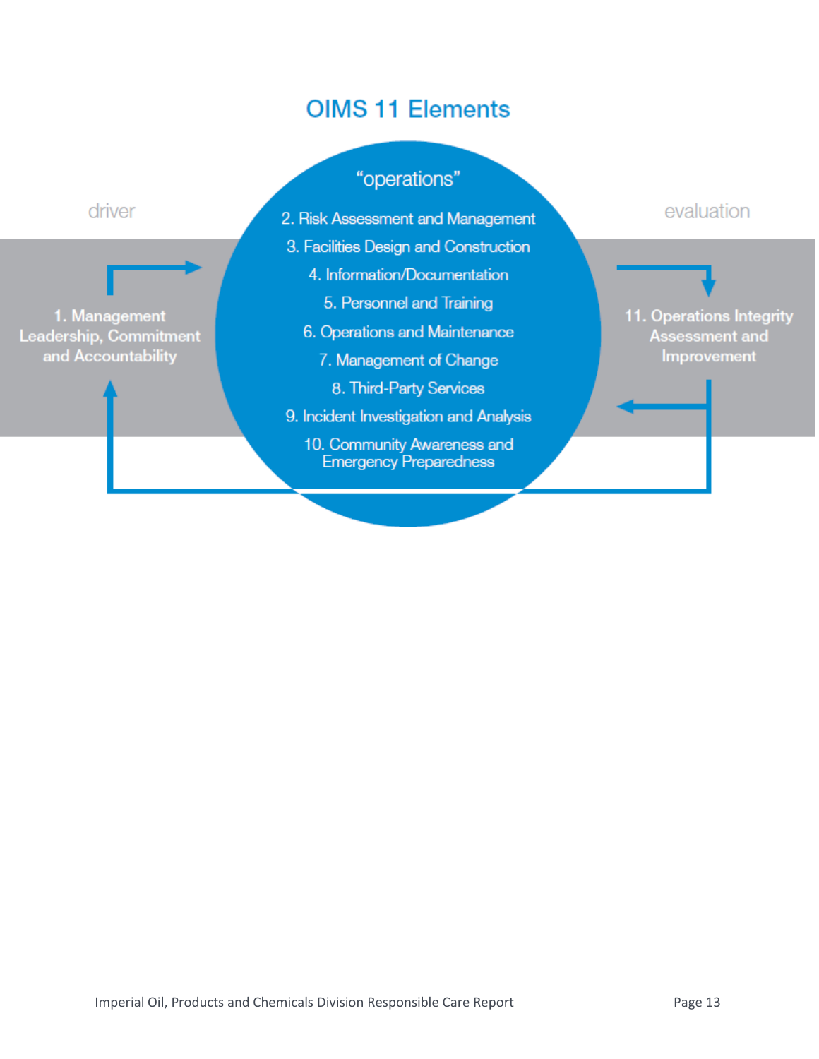## OIMS 11 Elements

driver

**1. Management Leadership, Commitment and Accountability**

"operations"

2. Risk Assessment and Management
3. Facilities Design and Construction
4. Information/Documentation
5. Personnel and Training
6. Operations and Maintenance
7. Management of Change
8. Third-Party Services
9. Incident Investigation and Analysis
10. Community Awareness and Emergency Preparedness

evaluation

**11. Operations Integrity Assessment and Improvement**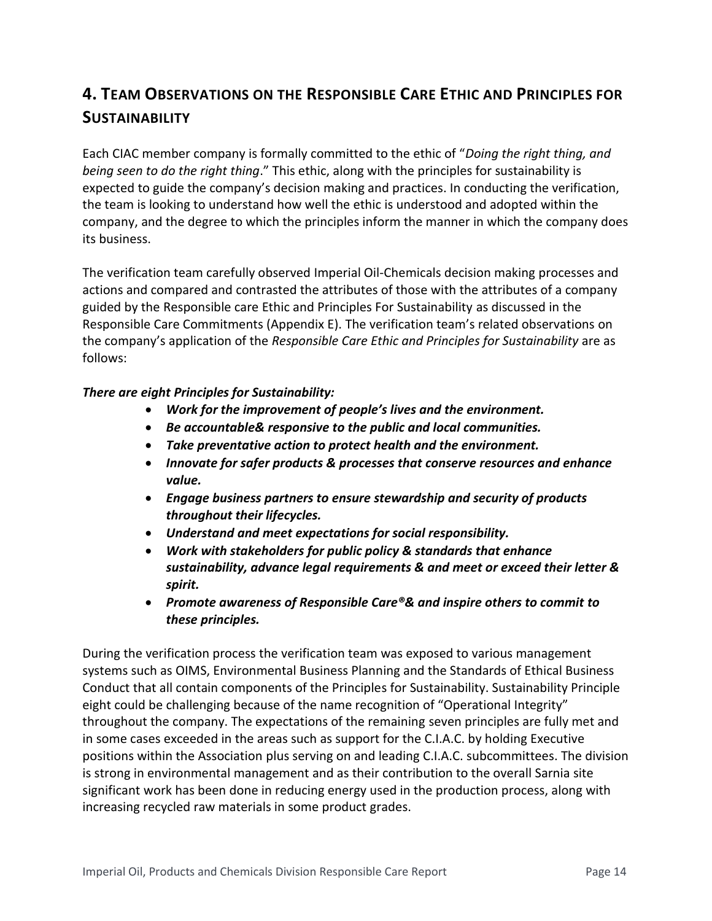## 4. Team Observations on the Responsible Care Ethic and Principles for Sustainability

Each CIAC member company is formally committed to the ethic of "*Doing the right thing, and being seen to do the right thing*." This ethic, along with the principles for sustainability is expected to guide the company's decision making and practices. In conducting the verification, the team is looking to understand how well the ethic is understood and adopted within the company, and the degree to which the principles inform the manner in which the company does its business.

The verification team carefully observed Imperial Oil-Chemicals decision making processes and actions and compared and contrasted the attributes of those with the attributes of a company guided by the Responsible care Ethic and Principles For Sustainability as discussed in the Responsible Care Commitments (Appendix E). The verification team's related observations on the company's application of the *Responsible Care Ethic and Principles for Sustainability* are as follows:

***There are eight Principles for Sustainability:***

- ***Work for the improvement of people's lives and the environment.***
- ***Be accountable& responsive to the public and local communities.***
- ***Take preventative action to protect health and the environment.***
- ***Innovate for safer products & processes that conserve resources and enhance value.***
- ***Engage business partners to ensure stewardship and security of products throughout their lifecycles.***
- ***Understand and meet expectations for social responsibility.***
- ***Work with stakeholders for public policy & standards that enhance sustainability, advance legal requirements & and meet or exceed their letter & spirit.***
- ***Promote awareness of Responsible Care®& and inspire others to commit to these principles.***

During the verification process the verification team was exposed to various management systems such as OIMS, Environmental Business Planning and the Standards of Ethical Business Conduct that all contain components of the Principles for Sustainability. Sustainability Principle eight could be challenging because of the name recognition of "Operational Integrity" throughout the company. The expectations of the remaining seven principles are fully met and in some cases exceeded in the areas such as support for the C.I.A.C. by holding Executive positions within the Association plus serving on and leading C.I.A.C. subcommittees. The division is strong in environmental management and as their contribution to the overall Sarnia site significant work has been done in reducing energy used in the production process, along with increasing recycled raw materials in some product grades.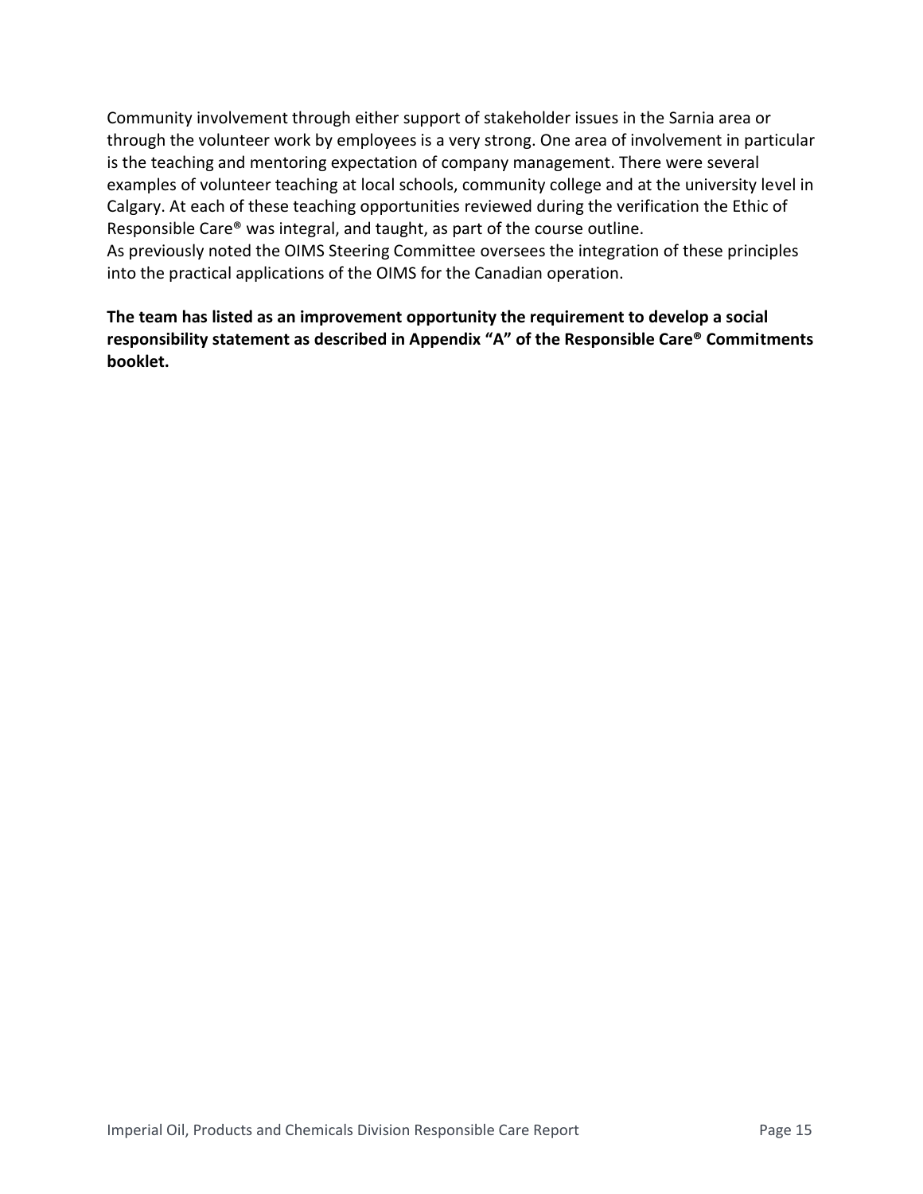Community involvement through either support of stakeholder issues in the Sarnia area or through the volunteer work by employees is a very strong. One area of involvement in particular is the teaching and mentoring expectation of company management. There were several examples of volunteer teaching at local schools, community college and at the university level in Calgary. At each of these teaching opportunities reviewed during the verification the Ethic of Responsible Care® was integral, and taught, as part of the course outline.
As previously noted the OIMS Steering Committee oversees the integration of these principles into the practical applications of the OIMS for the Canadian operation.

**The team has listed as an improvement opportunity the requirement to develop a social responsibility statement as described in Appendix "A" of the Responsible Care® Commitments booklet.**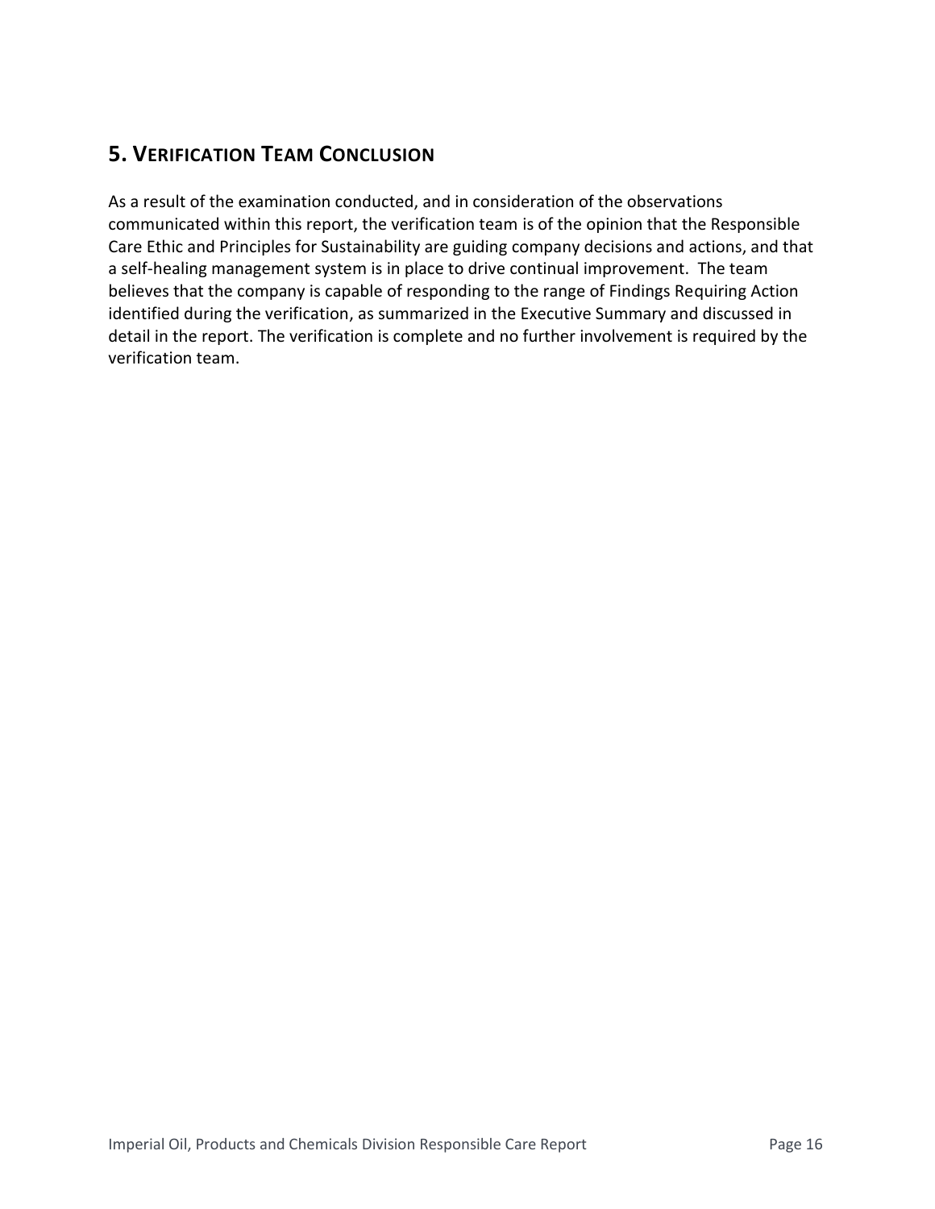## 5. Verification Team Conclusion

As a result of the examination conducted, and in consideration of the observations communicated within this report, the verification team is of the opinion that the Responsible Care Ethic and Principles for Sustainability are guiding company decisions and actions, and that a self-healing management system is in place to drive continual improvement. The team believes that the company is capable of responding to the range of Findings Requiring Action identified during the verification, as summarized in the Executive Summary and discussed in detail in the report. The verification is complete and no further involvement is required by the verification team.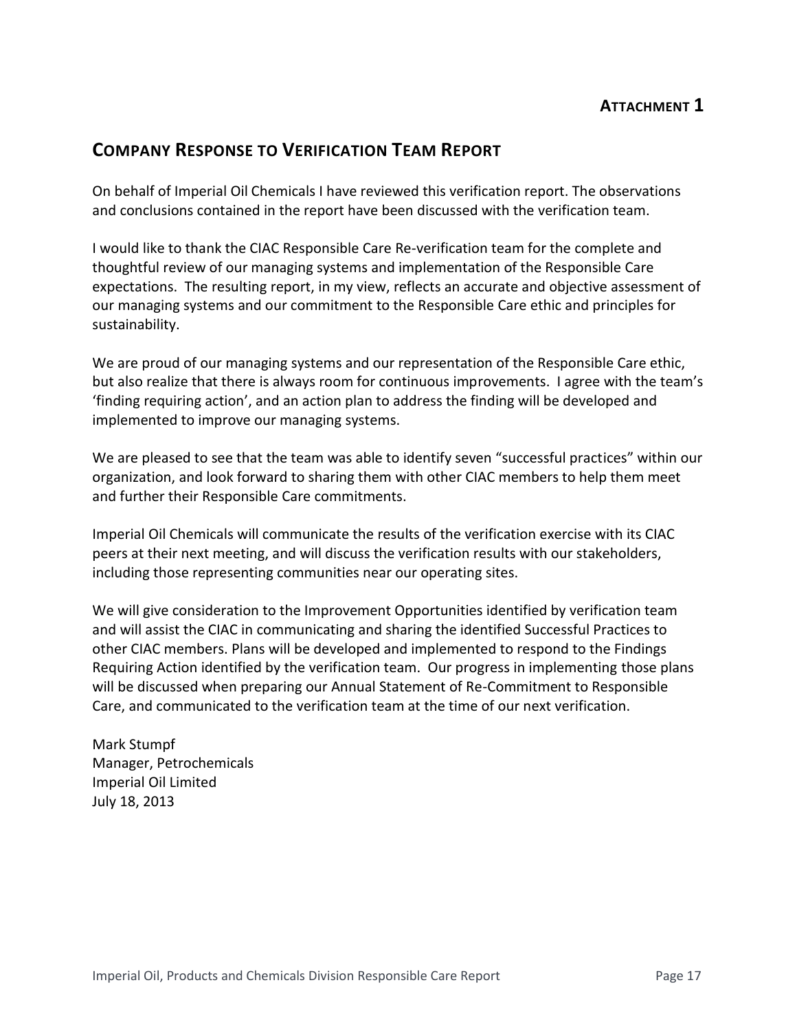**ATTACHMENT 1**

## COMPANY RESPONSE TO VERIFICATION TEAM REPORT

On behalf of Imperial Oil Chemicals I have reviewed this verification report. The observations and conclusions contained in the report have been discussed with the verification team.

I would like to thank the CIAC Responsible Care Re-verification team for the complete and thoughtful review of our managing systems and implementation of the Responsible Care expectations. The resulting report, in my view, reflects an accurate and objective assessment of our managing systems and our commitment to the Responsible Care ethic and principles for sustainability.

We are proud of our managing systems and our representation of the Responsible Care ethic, but also realize that there is always room for continuous improvements. I agree with the team's 'finding requiring action', and an action plan to address the finding will be developed and implemented to improve our managing systems.

We are pleased to see that the team was able to identify seven "successful practices" within our organization, and look forward to sharing them with other CIAC members to help them meet and further their Responsible Care commitments.

Imperial Oil Chemicals will communicate the results of the verification exercise with its CIAC peers at their next meeting, and will discuss the verification results with our stakeholders, including those representing communities near our operating sites.

We will give consideration to the Improvement Opportunities identified by verification team and will assist the CIAC in communicating and sharing the identified Successful Practices to other CIAC members. Plans will be developed and implemented to respond to the Findings Requiring Action identified by the verification team. Our progress in implementing those plans will be discussed when preparing our Annual Statement of Re-Commitment to Responsible Care, and communicated to the verification team at the time of our next verification.

Mark Stumpf
Manager, Petrochemicals
Imperial Oil Limited
July 18, 2013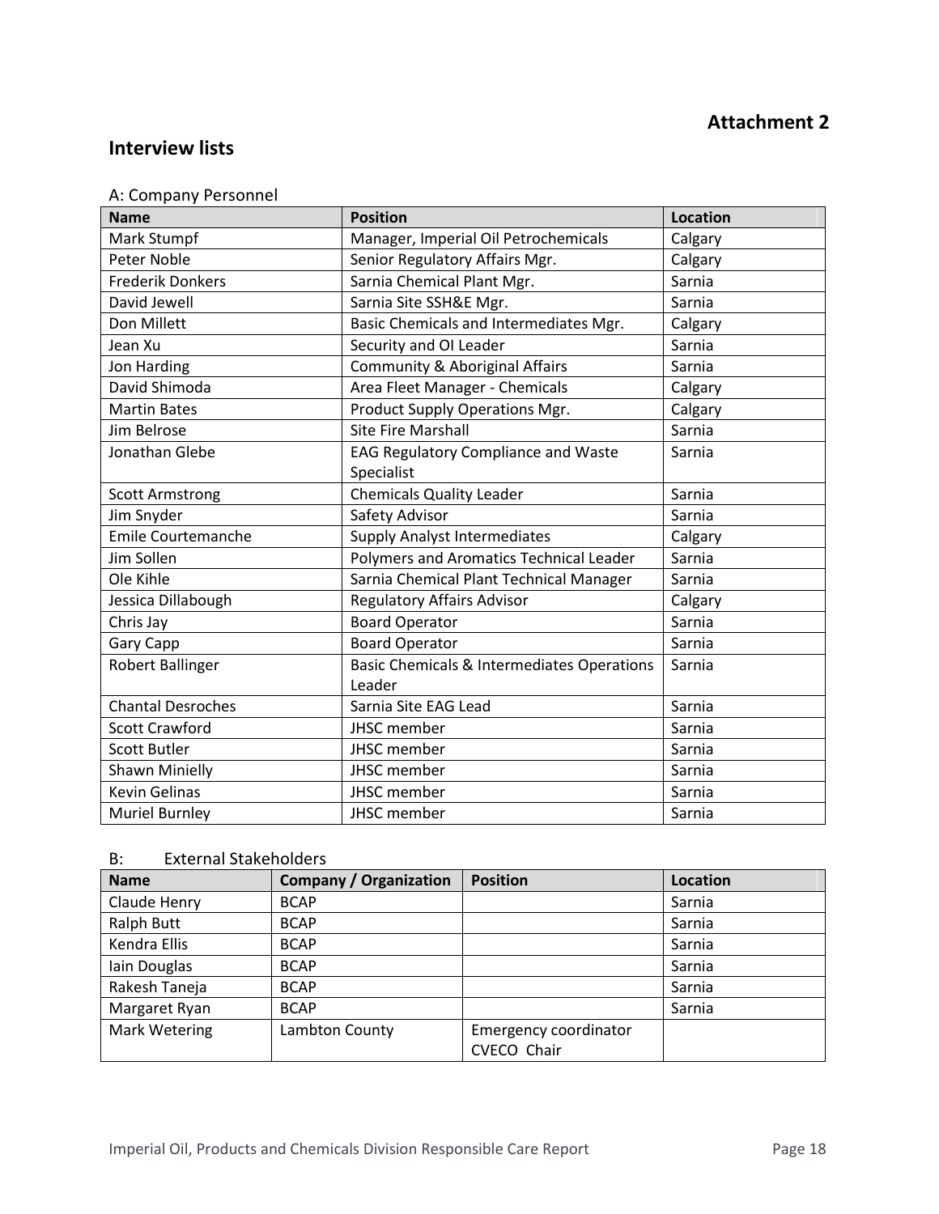**Attachment 2**

## Interview lists

A: Company Personnel

| Name | Position | Location |
|---|---|---|
| Mark Stumpf | Manager, Imperial Oil Petrochemicals | Calgary |
| Peter Noble | Senior Regulatory Affairs Mgr. | Calgary |
| Frederik Donkers | Sarnia Chemical Plant Mgr. | Sarnia |
| David Jewell | Sarnia Site SSH&E Mgr. | Sarnia |
| Don Millett | Basic Chemicals and Intermediates Mgr. | Calgary |
| Jean Xu | Security and OI Leader | Sarnia |
| Jon Harding | Community & Aboriginal Affairs | Sarnia |
| David Shimoda | Area Fleet Manager - Chemicals | Calgary |
| Martin Bates | Product Supply Operations Mgr. | Calgary |
| Jim Belrose | Site Fire Marshall | Sarnia |
| Jonathan Glebe | EAG Regulatory Compliance and Waste Specialist | Sarnia |
| Scott Armstrong | Chemicals Quality Leader | Sarnia |
| Jim Snyder | Safety Advisor | Sarnia |
| Emile Courtemanche | Supply Analyst Intermediates | Calgary |
| Jim Sollen | Polymers and Aromatics Technical Leader | Sarnia |
| Ole Kihle | Sarnia Chemical Plant Technical Manager | Sarnia |
| Jessica Dillabough | Regulatory Affairs Advisor | Calgary |
| Chris Jay | Board Operator | Sarnia |
| Gary Capp | Board Operator | Sarnia |
| Robert Ballinger | Basic Chemicals & Intermediates Operations Leader | Sarnia |
| Chantal Desroches | Sarnia Site EAG Lead | Sarnia |
| Scott Crawford | JHSC member | Sarnia |
| Scott Butler | JHSC member | Sarnia |
| Shawn Minielly | JHSC member | Sarnia |
| Kevin Gelinas | JHSC member | Sarnia |
| Muriel Burnley | JHSC member | Sarnia |

B: External Stakeholders

| Name | Company / Organization | Position | Location |
|---|---|---|---|
| Claude Henry | BCAP | | Sarnia |
| Ralph Butt | BCAP | | Sarnia |
| Kendra Ellis | BCAP | | Sarnia |
| Iain Douglas | BCAP | | Sarnia |
| Rakesh Taneja | BCAP | | Sarnia |
| Margaret Ryan | BCAP | | Sarnia |
| Mark Wetering | Lambton County | Emergency coordinator CVECO Chair | |